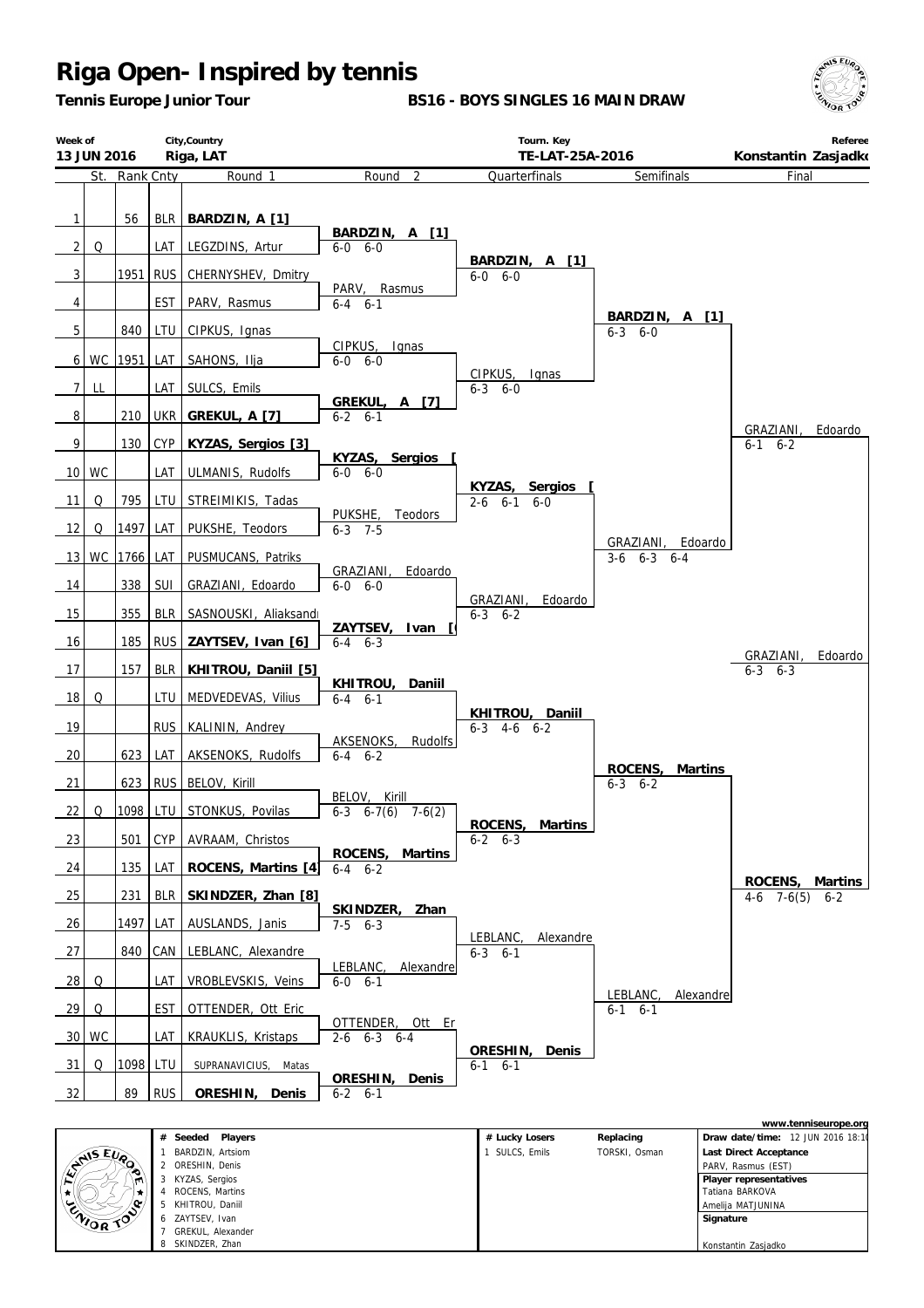# Riga Open- Inspired by tennis

**Tennis Europe Junior Tour**

**BS16 - BOYS SINGLES 16 MAIN DRAW**

| Week of | City,Country | Tourn. Key | Referee |
|---|---|---|---|
| 13 JUN 2016 | Riga, LAT | TE-LAT-25A-2016 | Konstantin Zasjadko |

| # | St. | Rank | Cnty | Round 1 | Round 2 | Quarterfinals | Semifinals | Final |
|---|---|---|---|---|---|---|---|---|
| 1 | | 56 | BLR | **BARDZIN, A [1]** | | | | |
| | | | | | **BARDZIN, A [1]** 6-0 6-0 | | | |
| 2 | Q | | LAT | LEGZDINS, Artur | | | | |
| | | | | | | **BARDZIN, A [1]** 6-0 6-0 | | |
| 3 | | 1951 | RUS | CHERNYSHEV, Dmitry | | | | |
| | | | | | PARV, Rasmus 6-4 6-1 | | | |
| 4 | | | EST | PARV, Rasmus | | | | |
| | | | | | | | **BARDZIN, A [1]** 6-3 6-0 | |
| 5 | | 840 | LTU | CIPKUS, Ignas | | | | |
| | | | | | CIPKUS, Ignas 6-0 6-0 | | | |
| 6 | WC | 1951 | LAT | SAHONS, Ilja | | | | |
| | | | | | | CIPKUS, Ignas 6-3 6-0 | | |
| 7 | LL | | LAT | SULCS, Emils | | | | |
| | | | | | **GREKUL, A [7]** 6-2 6-1 | | | |
| 8 | | 210 | UKR | **GREKUL, A [7]** | | | | |
| | | | | | | | | GRAZIANI, Edoardo 6-1 6-2 |
| 9 | | 130 | CYP | **KYZAS, Sergios [3]** | | | | |
| | | | | | **KYZAS, Sergios [** 6-0 6-0 | | | |
| 10 | WC | | LAT | ULMANIS, Rudolfs | | | | |
| | | | | | | **KYZAS, Sergios [** 2-6 6-1 6-0 | | |
| 11 | Q | 795 | LTU | STREIMIKIS, Tadas | | | | |
| | | | | | PUKSHE, Teodors 6-3 7-5 | | | |
| 12 | Q | 1497 | LAT | PUKSHE, Teodors | | | | |
| | | | | | | | GRAZIANI, Edoardo 3-6 6-3 6-4 | |
| 13 | WC | 1766 | LAT | PUSMUCANS, Patriks | | | | |
| | | | | | GRAZIANI, Edoardo 6-0 6-0 | | | |
| 14 | | 338 | SUI | GRAZIANI, Edoardo | | | | |
| | | | | | | GRAZIANI, Edoardo 6-3 6-2 | | |
| 15 | | 355 | BLR | SASNOUSKI, Aliaksandr | | | | |
| | | | | | **ZAYTSEV, Ivan [** 6-4 6-3 | | | |
| 16 | | 185 | RUS | **ZAYTSEV, Ivan [6]** | | | | |
| | | | | | | | | GRAZIANI, Edoardo 6-3 6-3 |
| 17 | | 157 | BLR | **KHITROU, Daniil [5]** | | | | |
| | | | | | **KHITROU, Daniil** 6-4 6-1 | | | |
| 18 | Q | | LTU | MEDVEDEVAS, Vilius | | | | |
| | | | | | | **KHITROU, Daniil** 6-3 4-6 6-2 | | |
| 19 | | | RUS | KALININ, Andrey | | | | |
| | | | | | AKSENOKS, Rudolfs 6-4 6-2 | | | |
| 20 | | 623 | LAT | AKSENOKS, Rudolfs | | | | |
| | | | | | | | **ROCENS, Martins** 6-3 6-2 | |
| 21 | | 623 | RUS | BELOV, Kirill | | | | |
| | | | | | BELOV, Kirill 6-3 6-7(6) 7-6(2) | | | |
| 22 | Q | 1098 | LTU | STONKUS, Povilas | | | | |
| | | | | | | **ROCENS, Martins** 6-2 6-3 | | |
| 23 | | 501 | CYP | AVRAAM, Christos | | | | |
| | | | | | **ROCENS, Martins** 6-4 6-2 | | | |
| 24 | | 135 | LAT | **ROCENS, Martins [4]** | | | | |
| | | | | | | | | **ROCENS, Martins** 4-6 7-6(5) 6-2 |
| 25 | | 231 | BLR | **SKINDZER, Zhan [8]** | | | | |
| | | | | | **SKINDZER, Zhan** 7-5 6-3 | | | |
| 26 | | 1497 | LAT | AUSLANDS, Janis | | | | |
| | | | | | | LEBLANC, Alexandre 6-3 6-1 | | |
| 27 | | 840 | CAN | LEBLANC, Alexandre | | | | |
| | | | | | LEBLANC, Alexandre 6-0 6-1 | | | |
| 28 | Q | | LAT | VROBLEVSKIS, Veins | | | | |
| | | | | | | | LEBLANC, Alexandre 6-1 6-1 | |
| 29 | Q | | EST | OTTENDER, Ott Eric | | | | |
| | | | | | OTTENDER, Ott Er 2-6 6-3 6-4 | | | |
| 30 | WC | | LAT | KRAUKLIS, Kristaps | | | | |
| | | | | | | **ORESHIN, Denis** 6-1 6-1 | | |
| 31 | Q | 1098 | LTU | SUPRANAVICIUS, Matas | | | | |
| | | | | | **ORESHIN, Denis** 6-2 6-1 | | | |
| 32 | | 89 | RUS | **ORESHIN, Denis** | | | | |

www.tenniseurope.org

| # | Seeded Players | # | Lucky Losers | Replacing | |
|---|---|---|---|---|---|
| 1 | BARDZIN, Artsiom | 1 | SULCS, Emils | TORSKI, Osman | **Draw date/time:** 12 JUN 2016 18:10 |
| 2 | ORESHIN, Denis | | | | **Last Direct Acceptance** |
| 3 | KYZAS, Sergios | | | | PARV, Rasmus (EST) |
| 4 | ROCENS, Martins | | | | **Player representatives** |
| 5 | KHITROU, Daniil | | | | Tatiana BARKOVA |
| 6 | ZAYTSEV, Ivan | | | | Amelija MATJUNINA |
| 7 | GREKUL, Alexander | | | | **Signature** |
| 8 | SKINDZER, Zhan | | | | Konstantin Zasjadko |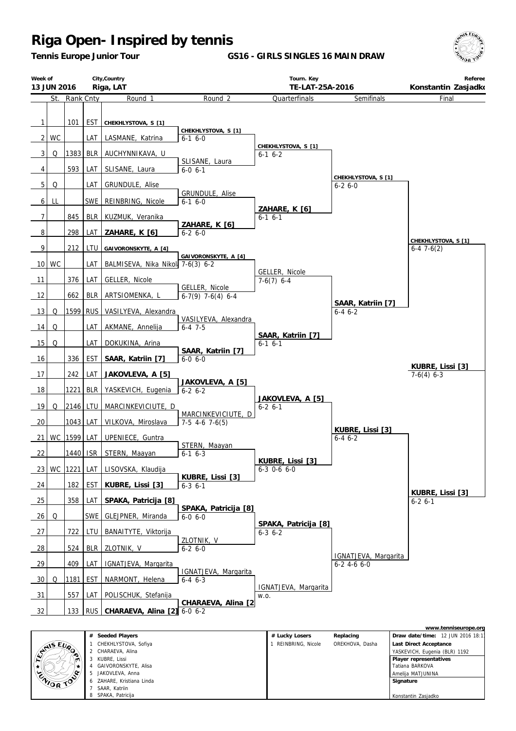# Riga Open- Inspired by tennis

**Tennis Europe Junior Tour**

**GS16 - GIRLS SINGLES 16 MAIN DRAW**

| Week of | City,Country | Tourn. Key | Referee |
|---|---|---|---|
| 13 JUN 2016 | Riga, LAT | TE-LAT-25A-2016 | Konstantin Zasjadko |

| # | St. | Rank | Cnty | Round 1 | Round 2 | Quarterfinals | Semifinals | Final |
|---|---|---|---|---|---|---|---|---|
| 1 | | 101 | EST | CHEKHLYSTOVA, S [1] | | | | |
| 2 | WC | | LAT | LASMANE, Katrina | CHEKHLYSTOVA, S [1] 6-1 6-0 | | | |
| 3 | Q | 1383 | BLR | AUCHYNNIKAVA, U | | CHEKHLYSTOVA, S [1] 6-1 6-2 | | |
| 4 | | 593 | LAT | SLISANE, Laura | SLISANE, Laura 6-0 6-1 | | | |
| 5 | Q | | LAT | GRUNDULE, Alise | | | CHEKHLYSTOVA, S [1] 6-2 6-0 | |
| 6 | LL | | SWE | REINBRING, Nicole | GRUNDULE, Alise 6-1 6-0 | | | |
| 7 | | 845 | BLR | KUZMUK, Veranika | | ZAHARE, K [6] 6-1 6-1 | | |
| 8 | | 298 | LAT | ZAHARE, K [6] | ZAHARE, K [6] 6-2 6-0 | | | |
| 9 | | 212 | LTU | GAIVORONSKYTE, A [4] | | | | CHEKHLYSTOVA, S [1] 6-4 7-6(2) |
| 10 | WC | | LAT | BALMISEVA, Nika Nikol | GAIVORONSKYTE, A [4] 7-6(3) 6-2 | | | |
| 11 | | 376 | LAT | GELLER, Nicole | | GELLER, Nicole 7-6(7) 6-4 | | |
| 12 | | 662 | BLR | ARTSIOMENKA, L | GELLER, Nicole 6-7(9) 7-6(4) 6-4 | | | |
| 13 | Q | 1599 | RUS | VASILYEVA, Alexandra | | | SAAR, Katriin [7] 6-4 6-2 | |
| 14 | Q | | LAT | AKMANE, Annelija | VASILYEVA, Alexandra 6-4 7-5 | | | |
| 15 | Q | | LAT | DOKUKINA, Arina | | SAAR, Katriin [7] 6-1 6-1 | | |
| 16 | | 336 | EST | SAAR, Katriin [7] | SAAR, Katriin [7] 6-0 6-0 | | | |
| 17 | | 242 | LAT | JAKOVLEVA, A [5] | | | | KUBRE, Lissi [3] 7-6(4) 6-3 |
| 18 | | 1221 | BLR | YASKEVICH, Eugenia | JAKOVLEVA, A [5] 6-2 6-2 | | | |
| 19 | Q | 2146 | LTU | MARCINKEVICIUTE, D | | JAKOVLEVA, A [5] 6-2 6-1 | | |
| 20 | | 1043 | LAT | VILKOVA, Miroslava | MARCINKEVICIUTE, D 7-5 4-6 7-6(5) | | | |
| 21 | WC | 1599 | LAT | UPENIECE, Guntra | | | KUBRE, Lissi [3] 6-4 6-2 | |
| 22 | | 1440 | ISR | STERN, Maayan | STERN, Maayan 6-1 6-3 | | | |
| 23 | WC | 1221 | LAT | LISOVSKA, Klaudija | | KUBRE, Lissi [3] 6-3 0-6 6-0 | | |
| 24 | | 182 | EST | KUBRE, Lissi [3] | KUBRE, Lissi [3] 6-3 6-1 | | | |
| 25 | | 358 | LAT | SPAKA, Patricija [8] | | | | KUBRE, Lissi [3] 6-2 6-1 |
| 26 | Q | | SWE | GLEJPNER, Miranda | SPAKA, Patricija [8] 6-0 6-0 | | | |
| 27 | | 722 | LTU | BANAITYTE, Viktorija | | SPAKA, Patricija [8] 6-3 6-2 | | |
| 28 | | 524 | BLR | ZLOTNIK, V | ZLOTNIK, V 6-2 6-0 | | | |
| 29 | | 409 | LAT | IGNATJEVA, Margarita | | | IGNATJEVA, Margarita 6-2 4-6 6-0 | |
| 30 | Q | 1181 | EST | NARMONT, Helena | IGNATJEVA, Margarita 6-4 6-3 | | | |
| 31 | | 557 | LAT | POLISCHUK, Stefanija | | IGNATJEVA, Margarita w.o. | | |
| 32 | | 133 | RUS | CHARAEVA, Alina [2] | CHARAEVA, Alina [2] 6-0 6-2 | | | |

| # | Seeded Players |
|---|---|
| 1 | CHEKHLYSTOVA, Sofiya |
| 2 | CHARAEVA, Alina |
| 3 | KUBRE, Lissi |
| 4 | GAIVORONSKYTE, Alisa |
| 5 | JAKOVLEVA, Anna |
| 6 | ZAHARE, Kristiana Linda |
| 7 | SAAR, Katriin |
| 8 | SPAKA, Patricija |

| # | Lucky Losers | Replacing |
|---|---|---|
| 1 | REINBRING, Nicole | OREKHOVA, Dasha |

www.tenniseurope.org

**Draw date/time:** 12 JUN 2016 18:1

**Last Direct Acceptance**
YASKEVICH, Eugenia (BLR) 1192

**Player representatives**
Tatiana BARKOVA
Amelija MATJUNINA

**Signature**
Konstantin Zasjadko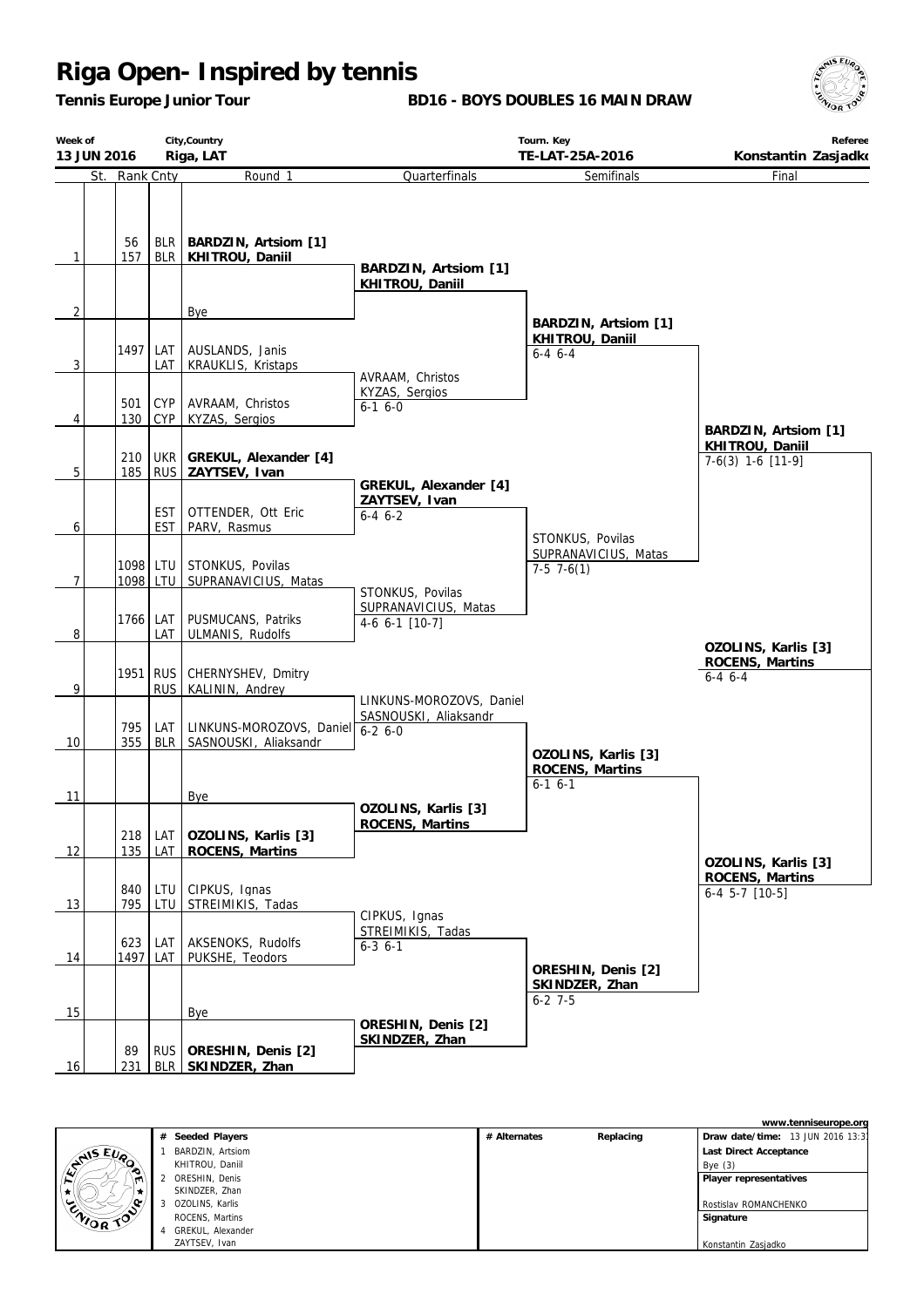# Riga Open- Inspired by tennis

**Tennis Europe Junior Tour**

**BD16 - BOYS DOUBLES 16 MAIN DRAW**

| Week of | City,Country | Tourn. Key | Referee |
|---|---|---|---|
| 13 JUN 2016 | Riga, LAT | TE-LAT-25A-2016 | Konstantin Zasjadko |

| | St. | Rank | Cnty | Round 1 | Quarterfinals | Semifinals | Final |
|---|---|---|---|---|---|---|---|
| 1 | | 56 / 157 | BLR / BLR | **BARDZIN, Artsiom [1]** / **KHITROU, Daniil** | **BARDZIN, Artsiom [1]** / **KHITROU, Daniil** | | |
| 2 | | | | Bye | | **BARDZIN, Artsiom [1]** / **KHITROU, Daniil** 6-4 6-4 | |
| 3 | | 1497 | LAT / LAT | AUSLANDS, Janis / KRAUKLIS, Kristaps | AVRAAM, Christos / KYZAS, Sergios 6-1 6-0 | | |
| 4 | | 501 / 130 | CYP / CYP | AVRAAM, Christos / KYZAS, Sergios | | | **BARDZIN, Artsiom [1]** / **KHITROU, Daniil** 7-6(3) 1-6 [11-9] |
| 5 | | 210 / 185 | UKR / RUS | **GREKUL, Alexander [4]** / **ZAYTSEV, Ivan** | **GREKUL, Alexander [4]** / **ZAYTSEV, Ivan** 6-4 6-2 | | |
| 6 | | | EST / EST | OTTENDER, Ott Eric / PARV, Rasmus | | STONKUS, Povilas / SUPRANAVICIUS, Matas 7-5 7-6(1) | |
| 7 | | 1098 / 1098 | LTU / LTU | STONKUS, Povilas / SUPRANAVICIUS, Matas | STONKUS, Povilas / SUPRANAVICIUS, Matas 4-6 6-1 [10-7] | | |
| 8 | | 1766 | LAT / LAT | PUSMUCANS, Patriks / ULMANIS, Rudolfs | | | |
| 9 | | 1951 | RUS / RUS | CHERNYSHEV, Dmitry / KALININ, Andrey | LINKUNS-MOROZOVS, Daniel / SASNOUSKI, Aliaksandr 6-2 6-0 | | **OZOLINS, Karlis [3]** / **ROCENS, Martins** 6-4 6-4 |
| 10 | | 795 / 355 | LAT / BLR | LINKUNS-MOROZOVS, Daniel / SASNOUSKI, Aliaksandr | | **OZOLINS, Karlis [3]** / **ROCENS, Martins** 6-1 6-1 | |
| 11 | | | | Bye | **OZOLINS, Karlis [3]** / **ROCENS, Martins** | | |
| 12 | | 218 / 135 | LAT / LAT | **OZOLINS, Karlis [3]** / **ROCENS, Martins** | | | **OZOLINS, Karlis [3]** / **ROCENS, Martins** 6-4 5-7 [10-5] |
| 13 | | 840 / 795 | LTU / LTU | CIPKUS, Ignas / STREIMIKIS, Tadas | CIPKUS, Ignas / STREIMIKIS, Tadas 6-3 6-1 | | |
| 14 | | 623 / 1497 | LAT / LAT | AKSENOKS, Rudolfs / PUKSHE, Teodors | | **ORESHIN, Denis [2]** / **SKINDZER, Zhan** 6-2 7-5 | |
| 15 | | | | Bye | **ORESHIN, Denis [2]** / **SKINDZER, Zhan** | | |
| 16 | | 89 / 231 | RUS / BLR | **ORESHIN, Denis [2]** / **SKINDZER, Zhan** | | | |

| # | Seeded Players | # Alternates | Replacing | www.tenniseurope.org |
|---|---|---|---|---|
| 1 | BARDZIN, Artsiom / KHITROU, Daniil | | | **Draw date/time:** 13 JUN 2016 13:3 |
| 2 | ORESHIN, Denis / SKINDZER, Zhan | | | **Last Direct Acceptance** Bye (3) |
| 3 | OZOLINS, Karlis / ROCENS, Martins | | | **Player representatives** Rostislav ROMANCHENKO |
| 4 | GREKUL, Alexander / ZAYTSEV, Ivan | | | **Signature** Konstantin Zasjadko |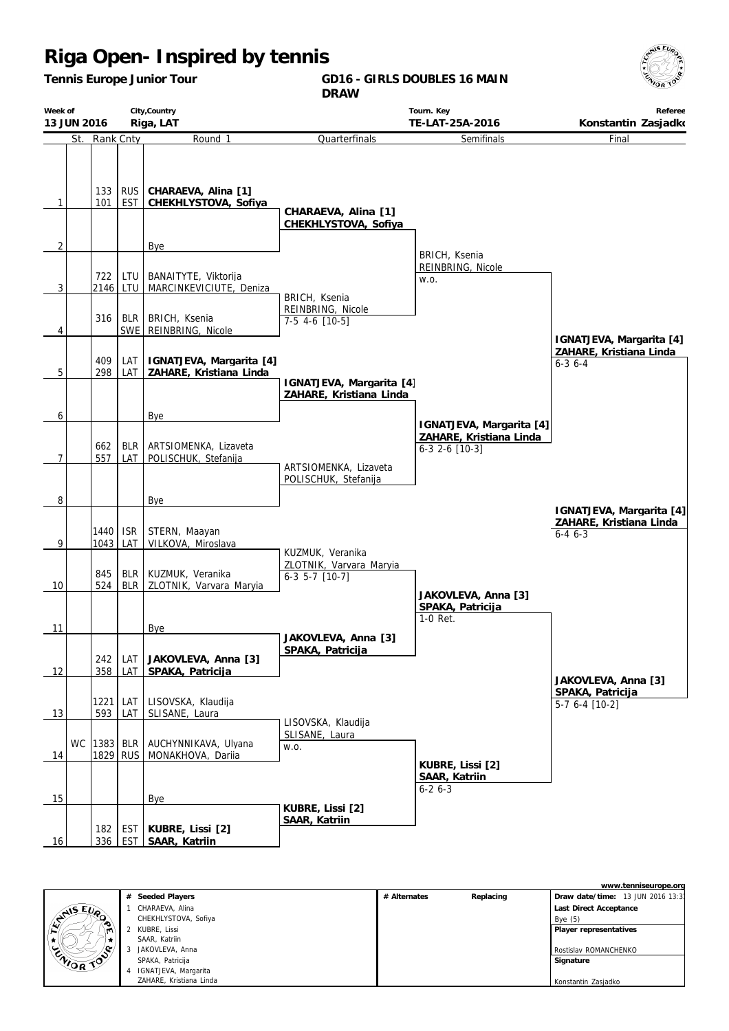# Riga Open- Inspired by tennis

**Tennis Europe Junior Tour**

**GD16 - GIRLS DOUBLES 16 MAIN DRAW**

| Week of | City,Country | Tourn. Key | Referee |
|---|---|---|---|
| 13 JUN 2016 | Riga, LAT | TE-LAT-25A-2016 | Konstantin Zasjadko |

## Round 1

| # | St. | Rank | Cnty | Round 1 |
|---|---|---|---|---|
| 1 | | 133 / 101 | RUS / EST | **CHARAEVA, Alina [1] / CHEKHLYSTOVA, Sofiya** |
| 2 | | | | Bye |
| 3 | | 722 / 2146 | LTU / LTU | BANAITYTE, Viktorija / MARCINKEVICIUTE, Deniza |
| 4 | | 316 | BLR / SWE | BRICH, Ksenia / REINBRING, Nicole |
| 5 | | 409 / 298 | LAT / LAT | **IGNATJEVA, Margarita [4] / ZAHARE, Kristiana Linda** |
| 6 | | | | Bye |
| 7 | | 662 / 557 | BLR / LAT | ARTSIOMENKA, Lizaveta / POLISCHUK, Stefanija |
| 8 | | | | Bye |
| 9 | | 1440 / 1043 | ISR / LAT | STERN, Maayan / VILKOVA, Miroslava |
| 10 | | 845 / 524 | BLR / BLR | KUZMUK, Veranika / ZLOTNIK, Varvara Maryia |
| 11 | | | | Bye |
| 12 | | 242 / 358 | LAT / LAT | **JAKOVLEVA, Anna [3] / SPAKA, Patricija** |
| 13 | | 1221 / 593 | LAT / LAT | LISOVSKA, Klaudija / SLISANE, Laura |
| 14 | WC | 1383 / 1829 | BLR / RUS | AUCHYNNIKAVA, Ulyana / MONAKHOVA, Dariia |
| 15 | | | | Bye |
| 16 | | 182 / 336 | EST / EST | **KUBRE, Lissi [2] / SAAR, Katriin** |

## Quarterfinals

- **CHARAEVA, Alina [1] / CHEKHLYSTOVA, Sofiya**
- BRICH, Ksenia / REINBRING, Nicole — 7-5 4-6 [10-5]
- **IGNATJEVA, Margarita [4] / ZAHARE, Kristiana Linda**
- ARTSIOMENKA, Lizaveta / POLISCHUK, Stefanija
- KUZMUK, Veranika / ZLOTNIK, Varvara Maryia — 6-3 5-7 [10-7]
- **JAKOVLEVA, Anna [3] / SPAKA, Patricija**
- LISOVSKA, Klaudija / SLISANE, Laura — w.o.
- **KUBRE, Lissi [2] / SAAR, Katriin**

## Semifinals

- BRICH, Ksenia / REINBRING, Nicole — w.o.
- **IGNATJEVA, Margarita [4] / ZAHARE, Kristiana Linda** — 6-3 2-6 [10-3]
- **JAKOVLEVA, Anna [3] / SPAKA, Patricija** — 1-0 Ret.
- **KUBRE, Lissi [2] / SAAR, Katriin** — 6-2 6-3

## Final

- **IGNATJEVA, Margarita [4] / ZAHARE, Kristiana Linda** — 6-3 6-4
- **JAKOVLEVA, Anna [3] / SPAKA, Patricija** — 5-7 6-4 [10-2]

**Winner:** **IGNATJEVA, Margarita [4] / ZAHARE, Kristiana Linda** — 6-4 6-3

www.tenniseurope.org

| # | Seeded Players | # Alternates | Replacing | |
|---|---|---|---|---|
| 1 | CHARAEVA, Alina / CHEKHLYSTOVA, Sofiya | | | **Draw date/time:** 13 JUN 2016 13:3 |
| 2 | KUBRE, Lissi / SAAR, Katriin | | | **Last Direct Acceptance** Bye (5) |
| 3 | JAKOVLEVA, Anna / SPAKA, Patricija | | | **Player representatives** Rostislav ROMANCHENKO |
| 4 | IGNATJEVA, Margarita / ZAHARE, Kristiana Linda | | | **Signature** Konstantin Zasjadko |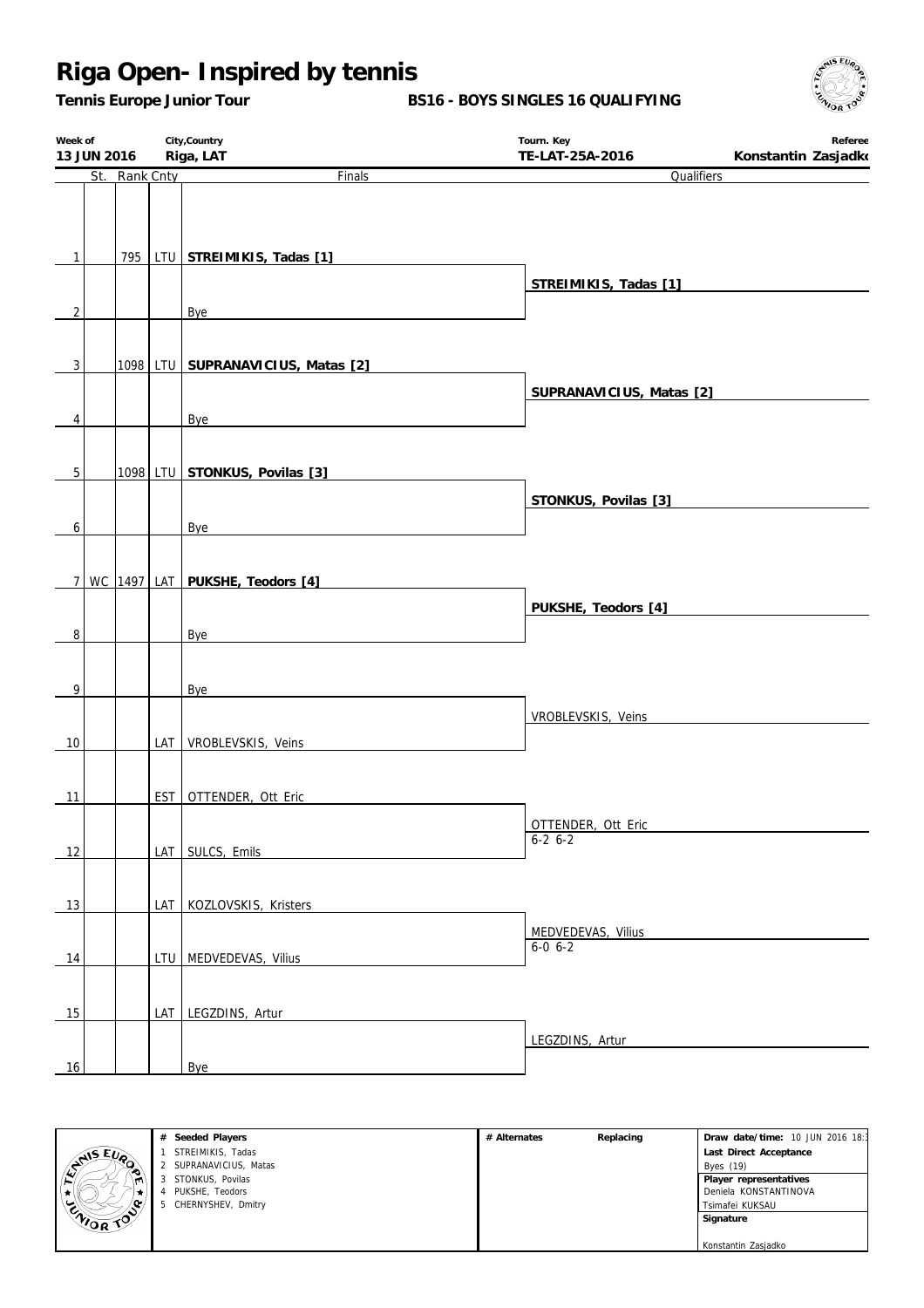# Riga Open- Inspired by tennis

**Tennis Europe Junior Tour** **BS16 - BOYS SINGLES 16 QUALIFYING**

| Week of | City,Country | Tourn. Key | Referee |
|---|---|---|---|
| **13 JUN 2016** | **Riga, LAT** | **TE-LAT-25A-2016** | **Konstantin Zasjadko** |

| # | St. | Rank | Cnty | Finals | Qualifiers |
|---|---|---|---|---|---|
| 1 | | 795 | LTU | **STREIMIKIS, Tadas [1]** | |
| | | | | | **STREIMIKIS, Tadas [1]** |
| 2 | | | | Bye | |
| 3 | | 1098 | LTU | **SUPRANAVICIUS, Matas [2]** | |
| | | | | | **SUPRANAVICIUS, Matas [2]** |
| 4 | | | | Bye | |
| 5 | | 1098 | LTU | **STONKUS, Povilas [3]** | |
| | | | | | **STONKUS, Povilas [3]** |
| 6 | | | | Bye | |
| 7 | WC | 1497 | LAT | **PUKSHE, Teodors [4]** | |
| | | | | | **PUKSHE, Teodors [4]** |
| 8 | | | | Bye | |
| 9 | | | | Bye | |
| | | | | | VROBLEVSKIS, Veins |
| 10 | | | LAT | VROBLEVSKIS, Veins | |
| 11 | | | EST | OTTENDER, Ott Eric | |
| | | | | | OTTENDER, Ott Eric 6-2 6-2 |
| 12 | | | LAT | SULCS, Emils | |
| 13 | | | LAT | KOZLOVSKIS, Kristers | |
| | | | | | MEDVEDEVAS, Vilius 6-0 6-2 |
| 14 | | | LTU | MEDVEDEVAS, Vilius | |
| 15 | | | LAT | LEGZDINS, Artur | |
| | | | | | LEGZDINS, Artur |
| 16 | | | | Bye | |

| # Seeded Players | # Alternates | Replacing | |
|---|---|---|---|
| 1 STREIMIKIS, Tadas | | | **Draw date/time:** 10 JUN 2016 18:3 |
| 2 SUPRANAVICIUS, Matas | | | **Last Direct Acceptance** |
| 3 STONKUS, Povilas | | | Byes (19) |
| 4 PUKSHE, Teodors | | | **Player representatives** |
| 5 CHERNYSHEV, Dmitry | | | Deniela KONSTANTINOVA |
| | | | Tsimafei KUKSAU |
| | | | **Signature** |
| | | | Konstantin Zasjadko |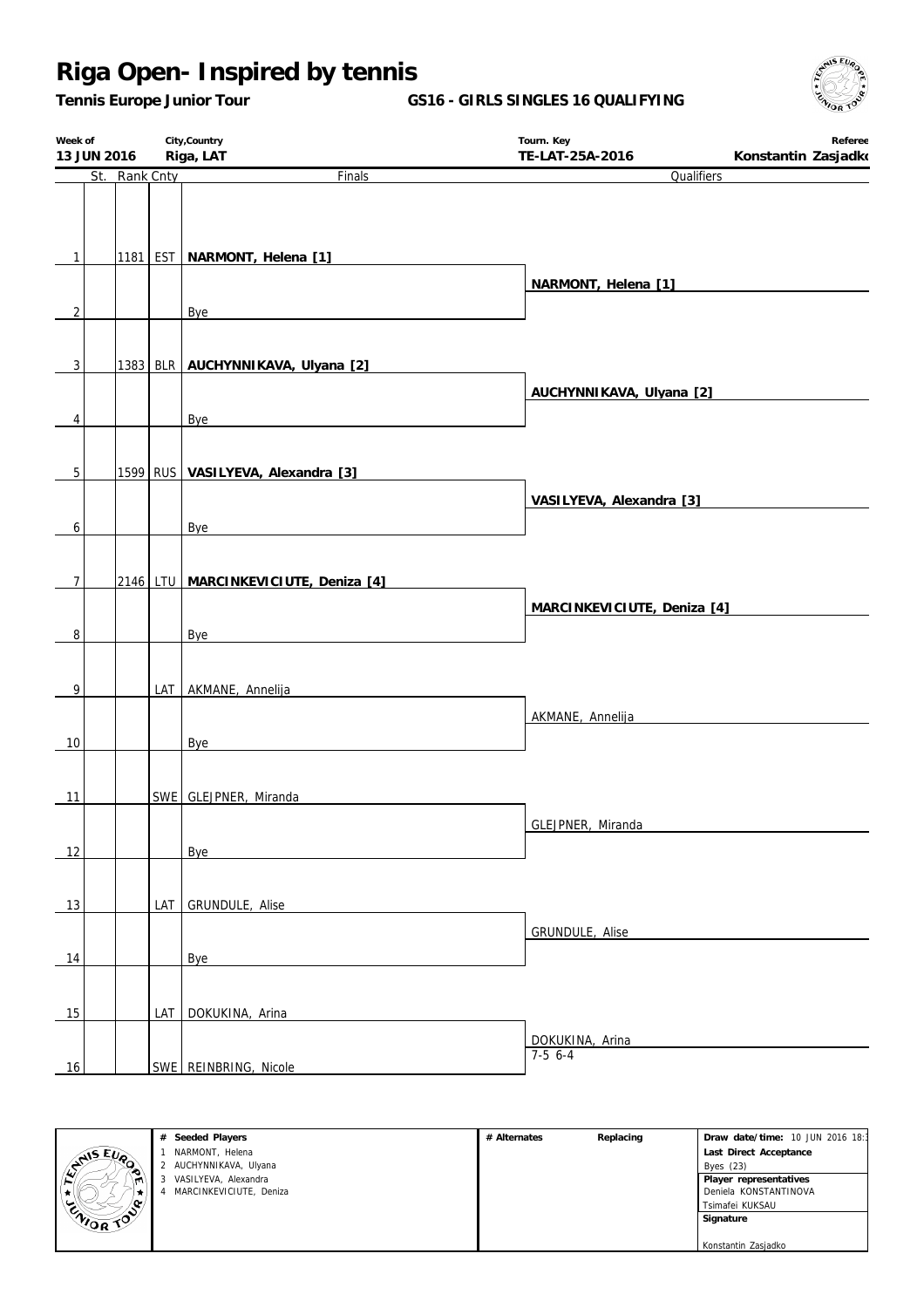# Riga Open- Inspired by tennis

**Tennis Europe Junior Tour** **GS16 - GIRLS SINGLES 16 QUALIFYING**

| Week of | City,Country | Tourn. Key | Referee |
|---|---|---|---|
| 13 JUN 2016 | Riga, LAT | TE-LAT-25A-2016 | Konstantin Zasjadko |

| | St. | Rank | Cnty | Finals | Qualifiers |
|---|---|---|---|---|---|
| 1 | | 1181 | EST | **NARMONT, Helena [1]** | |
| | | | | | **NARMONT, Helena [1]** |
| 2 | | | | Bye | |
| 3 | | 1383 | BLR | **AUCHYNNIKAVA, Ulyana [2]** | |
| | | | | | **AUCHYNNIKAVA, Ulyana [2]** |
| 4 | | | | Bye | |
| 5 | | 1599 | RUS | **VASILYEVA, Alexandra [3]** | |
| | | | | | **VASILYEVA, Alexandra [3]** |
| 6 | | | | Bye | |
| 7 | | 2146 | LTU | **MARCINKEVICIUTE, Deniza [4]** | |
| | | | | | **MARCINKEVICIUTE, Deniza [4]** |
| 8 | | | | Bye | |
| 9 | | | LAT | AKMANE, Annelija | |
| | | | | | AKMANE, Annelija |
| 10 | | | | Bye | |
| 11 | | | SWE | GLEJPNER, Miranda | |
| | | | | | GLEJPNER, Miranda |
| 12 | | | | Bye | |
| 13 | | | LAT | GRUNDULE, Alise | |
| | | | | | GRUNDULE, Alise |
| 14 | | | | Bye | |
| 15 | | | LAT | DOKUKINA, Arina | |
| | | | | | DOKUKINA, Arina 7-5 6-4 |
| 16 | | | SWE | REINBRING, Nicole | |

| # Seeded Players | # Alternates | Replacing | |
|---|---|---|---|
| 1 NARMONT, Helena | | | **Draw date/time:** 10 JUN 2016 18:3 |
| 2 AUCHYNNIKAVA, Ulyana | | | **Last Direct Acceptance** |
| 3 VASILYEVA, Alexandra | | | Byes (23) |
| 4 MARCINKEVICIUTE, Deniza | | | **Player representatives** |
| | | | Deniela KONSTANTINOVA |
| | | | Tsimafei KUKSAU |
| | | | **Signature** |
| | | | Konstantin Zasjadko |